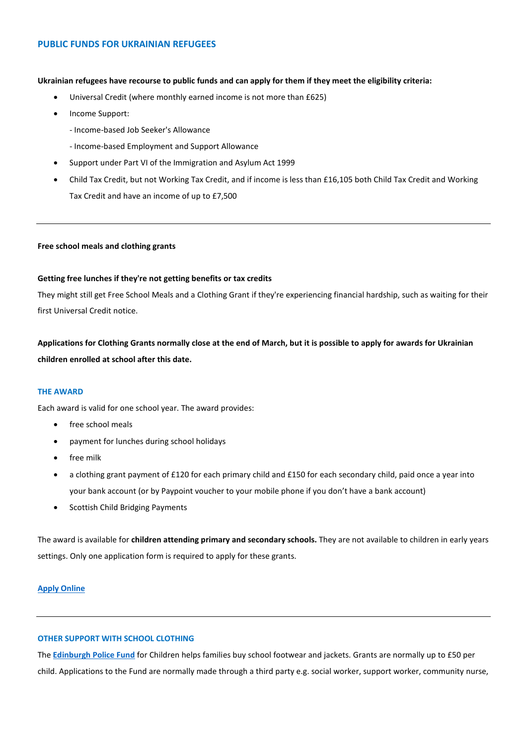## PUBLIC FUNDS FOR UKRAINIAN REFUGEES

**Ukrainian refugees have recourse to public funds and can apply for them if they meet the eligibility criteria:**

- Universal Credit (where monthly earned income is not more than £625)
- Income Support:
  - Income-based Job Seeker's Allowance
  - Income-based Employment and Support Allowance
- Support under Part VI of the Immigration and Asylum Act 1999
- Child Tax Credit, but not Working Tax Credit, and if income is less than £16,105 both Child Tax Credit and Working Tax Credit and have an income of up to £7,500

---

**Free school meals and clothing grants**

**Getting free lunches if they're not getting benefits or tax credits**

They might still get Free School Meals and a Clothing Grant if they're experiencing financial hardship, such as waiting for their first Universal Credit notice.

**Applications for Clothing Grants normally close at the end of March, but it is possible to apply for awards for Ukrainian children enrolled at school after this date.**

### THE AWARD

Each award is valid for one school year. The award provides:

- free school meals
- payment for lunches during school holidays
- free milk
- a clothing grant payment of £120 for each primary child and £150 for each secondary child, paid once a year into your bank account (or by Paypoint voucher to your mobile phone if you don't have a bank account)
- Scottish Child Bridging Payments

The award is available for **children attending primary and secondary schools.** They are not available to children in early years settings. Only one application form is required to apply for these grants.

**Apply Online**

---

### OTHER SUPPORT WITH SCHOOL CLOTHING

The **Edinburgh Police Fund** for Children helps families buy school footwear and jackets. Grants are normally up to £50 per child. Applications to the Fund are normally made through a third party e.g. social worker, support worker, community nurse,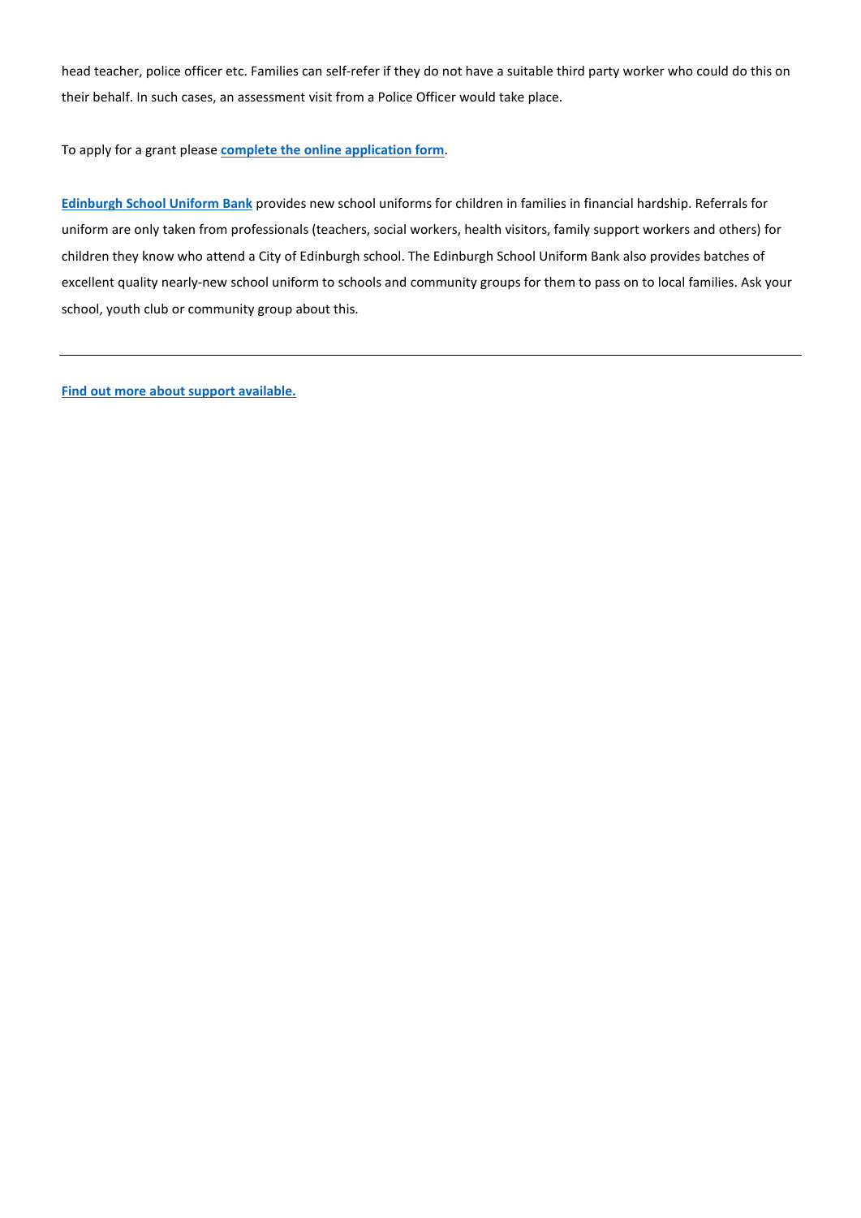head teacher, police officer etc. Families can self-refer if they do not have a suitable third party worker who could do this on their behalf. In such cases, an assessment visit from a Police Officer would take place.

To apply for a grant please **complete the online application form**.

**Edinburgh School Uniform Bank** provides new school uniforms for children in families in financial hardship. Referrals for uniform are only taken from professionals (teachers, social workers, health visitors, family support workers and others) for children they know who attend a City of Edinburgh school. The Edinburgh School Uniform Bank also provides batches of excellent quality nearly-new school uniform to schools and community groups for them to pass on to local families. Ask your school, youth club or community group about this.

---

**Find out more about support available.**